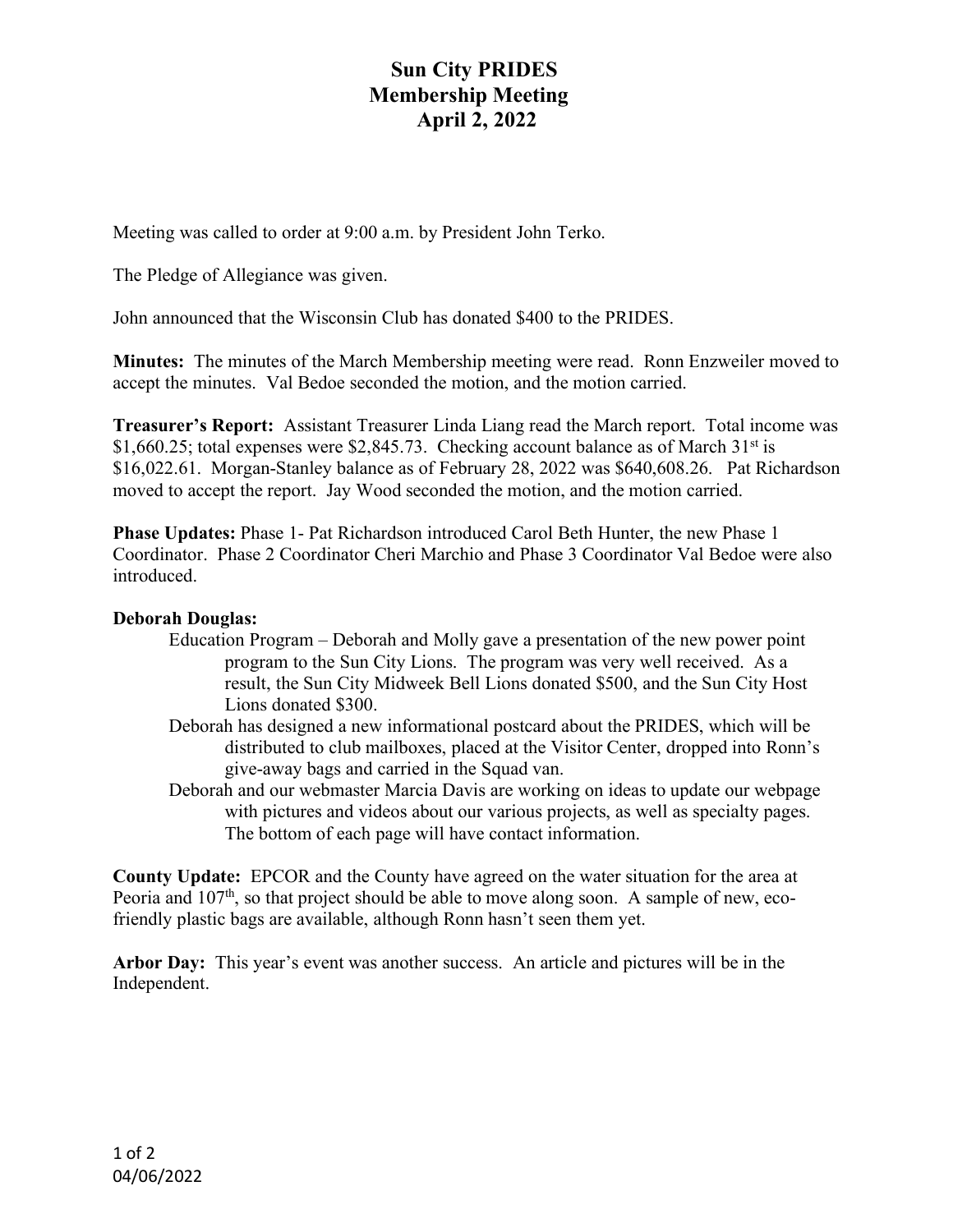# Sun City PRIDES
## Membership Meeting
## April 2, 2022

Meeting was called to order at 9:00 a.m. by President John Terko.

The Pledge of Allegiance was given.

John announced that the Wisconsin Club has donated $400 to the PRIDES.

**Minutes:** The minutes of the March Membership meeting were read. Ronn Enzweiler moved to accept the minutes. Val Bedoe seconded the motion, and the motion carried.

**Treasurer's Report:** Assistant Treasurer Linda Liang read the March report. Total income was $1,660.25; total expenses were $2,845.73. Checking account balance as of March 31st is $16,022.61. Morgan-Stanley balance as of February 28, 2022 was $640,608.26. Pat Richardson moved to accept the report. Jay Wood seconded the motion, and the motion carried.

**Phase Updates:** Phase 1- Pat Richardson introduced Carol Beth Hunter, the new Phase 1 Coordinator. Phase 2 Coordinator Cheri Marchio and Phase 3 Coordinator Val Bedoe were also introduced.

**Deborah Douglas:**

- Education Program – Deborah and Molly gave a presentation of the new power point program to the Sun City Lions. The program was very well received. As a result, the Sun City Midweek Bell Lions donated $500, and the Sun City Host Lions donated $300.
- Deborah has designed a new informational postcard about the PRIDES, which will be distributed to club mailboxes, placed at the Visitor Center, dropped into Ronn's give-away bags and carried in the Squad van.
- Deborah and our webmaster Marcia Davis are working on ideas to update our webpage with pictures and videos about our various projects, as well as specialty pages. The bottom of each page will have contact information.

**County Update:** EPCOR and the County have agreed on the water situation for the area at Peoria and 107th, so that project should be able to move along soon. A sample of new, eco-friendly plastic bags are available, although Ronn hasn't seen them yet.

**Arbor Day:** This year's event was another success. An article and pictures will be in the Independent.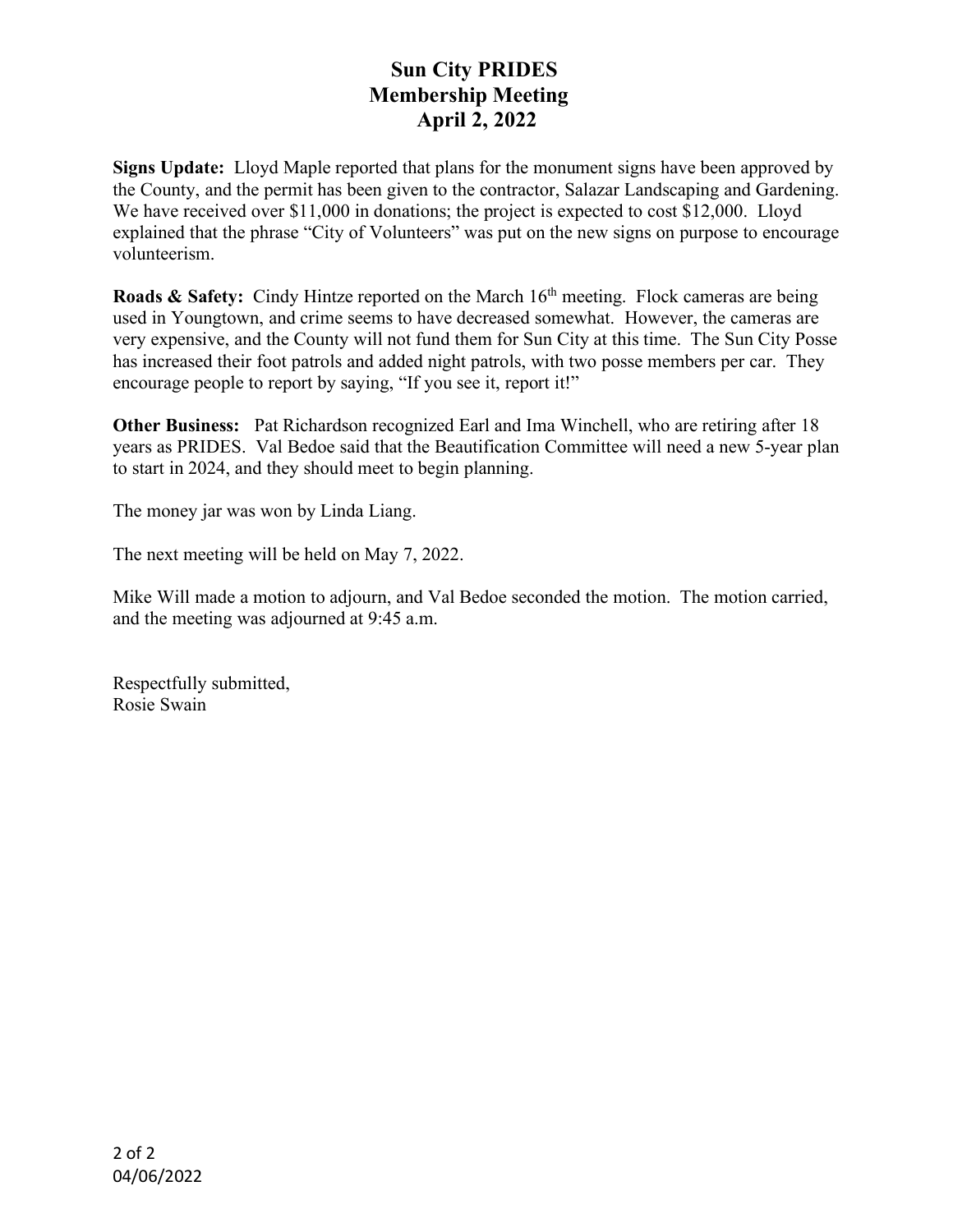# Sun City PRIDES
## Membership Meeting
## April 2, 2022

**Signs Update:** Lloyd Maple reported that plans for the monument signs have been approved by the County, and the permit has been given to the contractor, Salazar Landscaping and Gardening. We have received over $11,000 in donations; the project is expected to cost $12,000. Lloyd explained that the phrase "City of Volunteers" was put on the new signs on purpose to encourage volunteerism.

**Roads & Safety:** Cindy Hintze reported on the March 16th meeting. Flock cameras are being used in Youngtown, and crime seems to have decreased somewhat. However, the cameras are very expensive, and the County will not fund them for Sun City at this time. The Sun City Posse has increased their foot patrols and added night patrols, with two posse members per car. They encourage people to report by saying, "If you see it, report it!"

**Other Business:** Pat Richardson recognized Earl and Ima Winchell, who are retiring after 18 years as PRIDES. Val Bedoe said that the Beautification Committee will need a new 5-year plan to start in 2024, and they should meet to begin planning.

The money jar was won by Linda Liang.

The next meeting will be held on May 7, 2022.

Mike Will made a motion to adjourn, and Val Bedoe seconded the motion. The motion carried, and the meeting was adjourned at 9:45 a.m.

Respectfully submitted,
Rosie Swain

04/06/2022